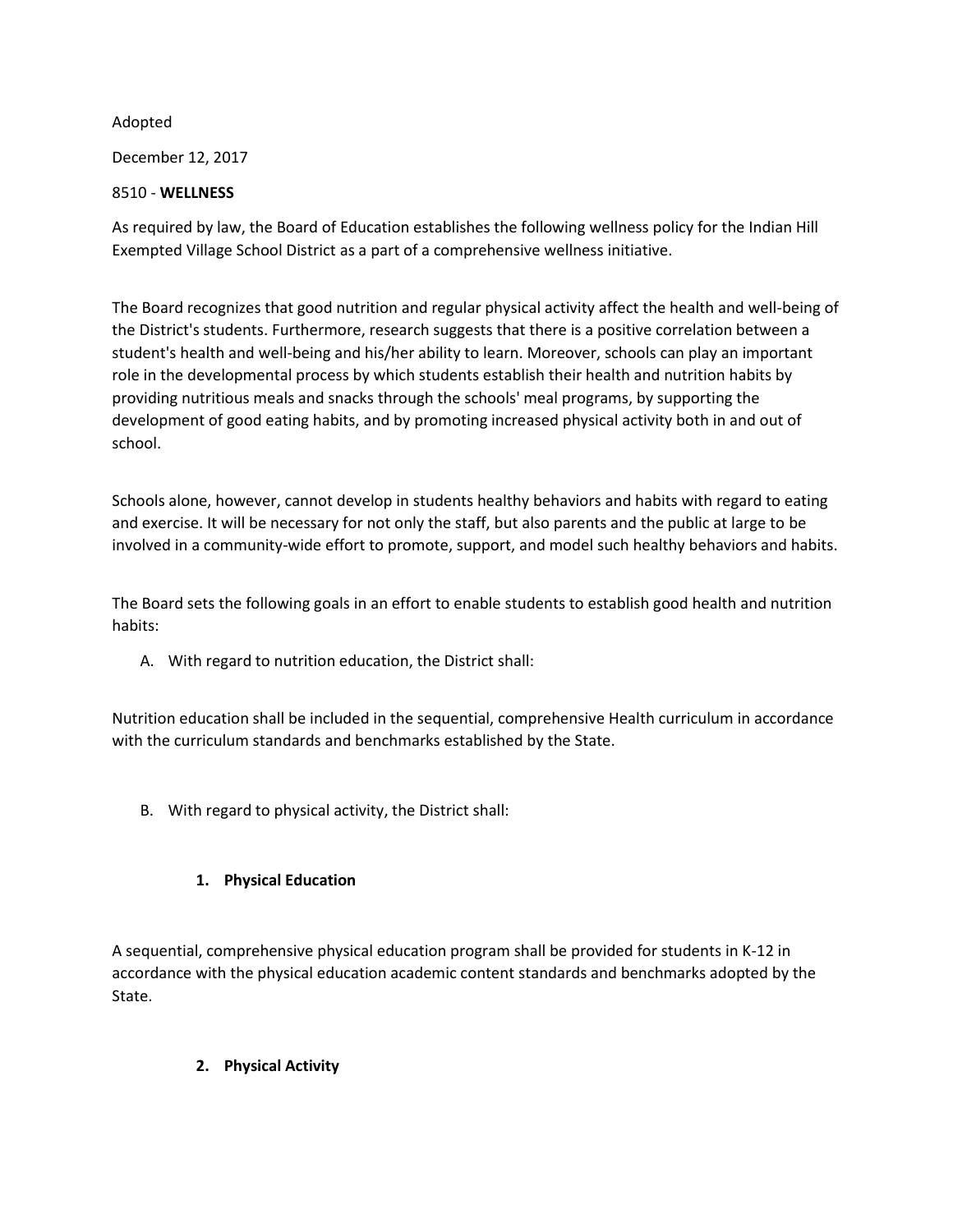Adopted

December 12, 2017

8510 - **WELLNESS**

As required by law, the Board of Education establishes the following wellness policy for the Indian Hill Exempted Village School District as a part of a comprehensive wellness initiative.

The Board recognizes that good nutrition and regular physical activity affect the health and well-being of the District's students. Furthermore, research suggests that there is a positive correlation between a student's health and well-being and his/her ability to learn. Moreover, schools can play an important role in the developmental process by which students establish their health and nutrition habits by providing nutritious meals and snacks through the schools' meal programs, by supporting the development of good eating habits, and by promoting increased physical activity both in and out of school.

Schools alone, however, cannot develop in students healthy behaviors and habits with regard to eating and exercise. It will be necessary for not only the staff, but also parents and the public at large to be involved in a community-wide effort to promote, support, and model such healthy behaviors and habits.

The Board sets the following goals in an effort to enable students to establish good health and nutrition habits:

A. With regard to nutrition education, the District shall:

Nutrition education shall be included in the sequential, comprehensive Health curriculum in accordance with the curriculum standards and benchmarks established by the State.

B. With regard to physical activity, the District shall:

**1. Physical Education**

A sequential, comprehensive physical education program shall be provided for students in K-12 in accordance with the physical education academic content standards and benchmarks adopted by the State.

**2. Physical Activity**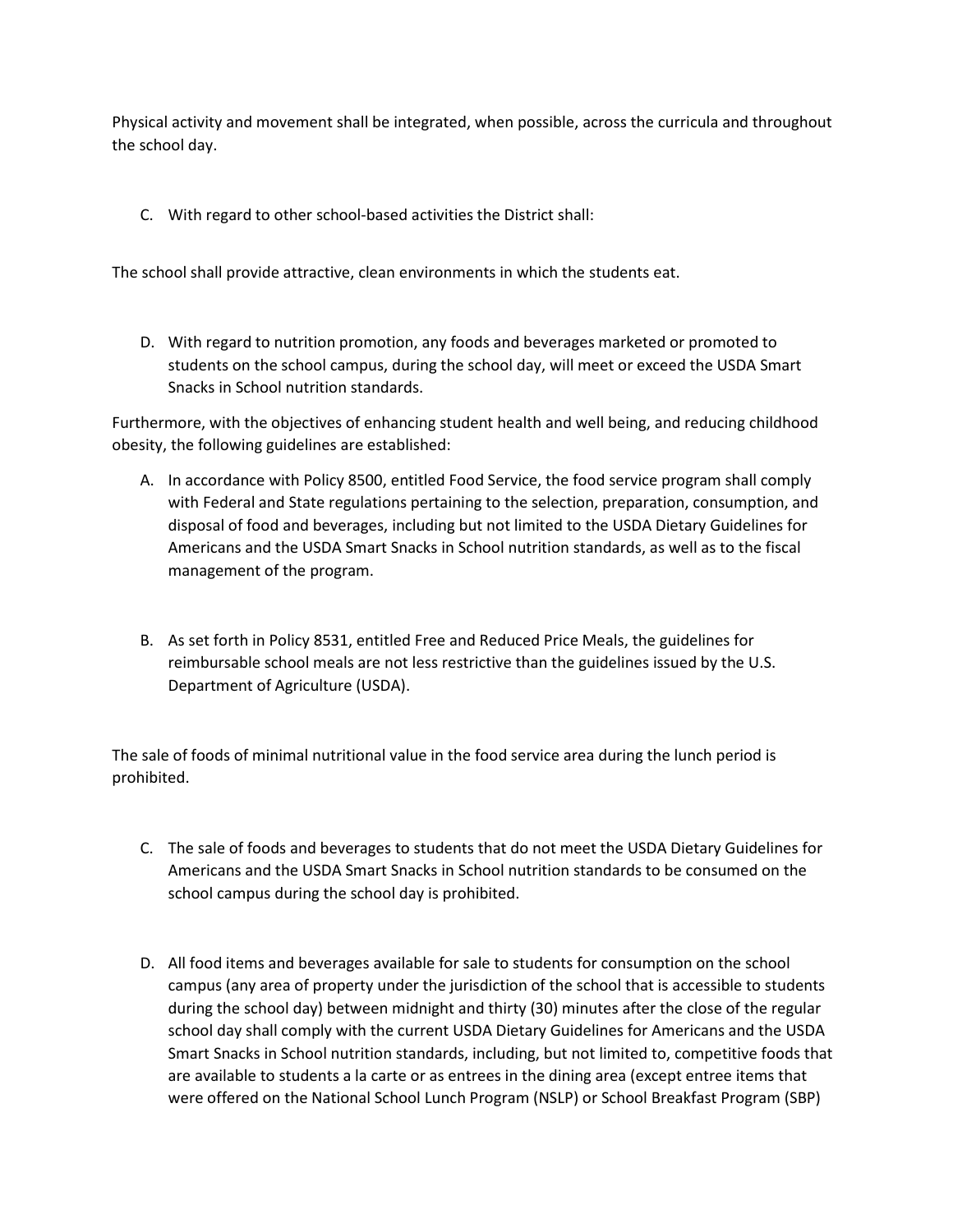Physical activity and movement shall be integrated, when possible, across the curricula and throughout the school day.

C. With regard to other school-based activities the District shall:

The school shall provide attractive, clean environments in which the students eat.

D. With regard to nutrition promotion, any foods and beverages marketed or promoted to students on the school campus, during the school day, will meet or exceed the USDA Smart Snacks in School nutrition standards.

Furthermore, with the objectives of enhancing student health and well being, and reducing childhood obesity, the following guidelines are established:

A. In accordance with Policy 8500, entitled Food Service, the food service program shall comply with Federal and State regulations pertaining to the selection, preparation, consumption, and disposal of food and beverages, including but not limited to the USDA Dietary Guidelines for Americans and the USDA Smart Snacks in School nutrition standards, as well as to the fiscal management of the program.

B. As set forth in Policy 8531, entitled Free and Reduced Price Meals, the guidelines for reimbursable school meals are not less restrictive than the guidelines issued by the U.S. Department of Agriculture (USDA).

The sale of foods of minimal nutritional value in the food service area during the lunch period is prohibited.

C. The sale of foods and beverages to students that do not meet the USDA Dietary Guidelines for Americans and the USDA Smart Snacks in School nutrition standards to be consumed on the school campus during the school day is prohibited.

D. All food items and beverages available for sale to students for consumption on the school campus (any area of property under the jurisdiction of the school that is accessible to students during the school day) between midnight and thirty (30) minutes after the close of the regular school day shall comply with the current USDA Dietary Guidelines for Americans and the USDA Smart Snacks in School nutrition standards, including, but not limited to, competitive foods that are available to students a la carte or as entrees in the dining area (except entree items that were offered on the National School Lunch Program (NSLP) or School Breakfast Program (SBP)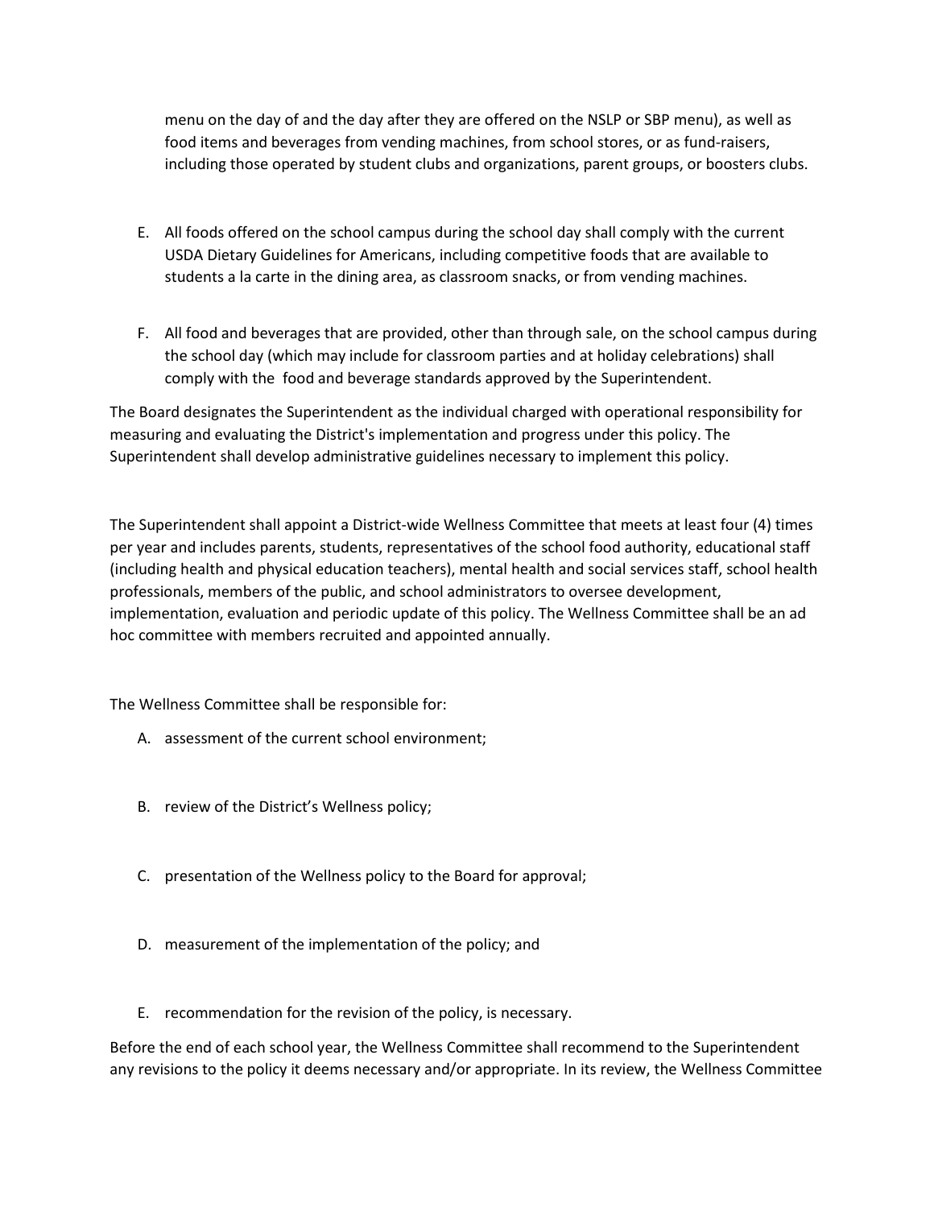menu on the day of and the day after they are offered on the NSLP or SBP menu), as well as food items and beverages from vending machines, from school stores, or as fund-raisers, including those operated by student clubs and organizations, parent groups, or boosters clubs.

E. All foods offered on the school campus during the school day shall comply with the current USDA Dietary Guidelines for Americans, including competitive foods that are available to students a la carte in the dining area, as classroom snacks, or from vending machines.

F. All food and beverages that are provided, other than through sale, on the school campus during the school day (which may include for classroom parties and at holiday celebrations) shall comply with the food and beverage standards approved by the Superintendent.

The Board designates the Superintendent as the individual charged with operational responsibility for measuring and evaluating the District's implementation and progress under this policy. The Superintendent shall develop administrative guidelines necessary to implement this policy.

The Superintendent shall appoint a District-wide Wellness Committee that meets at least four (4) times per year and includes parents, students, representatives of the school food authority, educational staff (including health and physical education teachers), mental health and social services staff, school health professionals, members of the public, and school administrators to oversee development, implementation, evaluation and periodic update of this policy. The Wellness Committee shall be an ad hoc committee with members recruited and appointed annually.

The Wellness Committee shall be responsible for:

A. assessment of the current school environment;

B. review of the District's Wellness policy;

C. presentation of the Wellness policy to the Board for approval;

D. measurement of the implementation of the policy; and

E. recommendation for the revision of the policy, is necessary.

Before the end of each school year, the Wellness Committee shall recommend to the Superintendent any revisions to the policy it deems necessary and/or appropriate. In its review, the Wellness Committee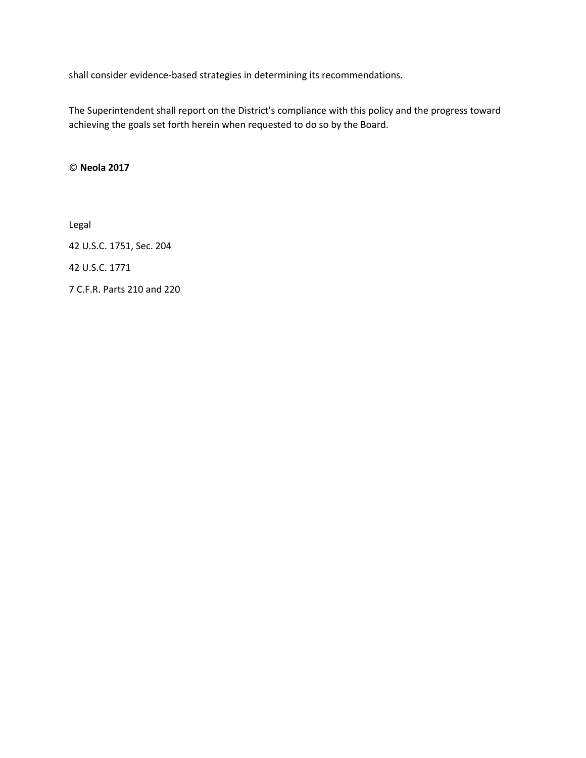shall consider evidence-based strategies in determining its recommendations.

The Superintendent shall report on the District's compliance with this policy and the progress toward achieving the goals set forth herein when requested to do so by the Board.

© **Neola 2017**

Legal

42 U.S.C. 1751, Sec. 204

42 U.S.C. 1771

7 C.F.R. Parts 210 and 220